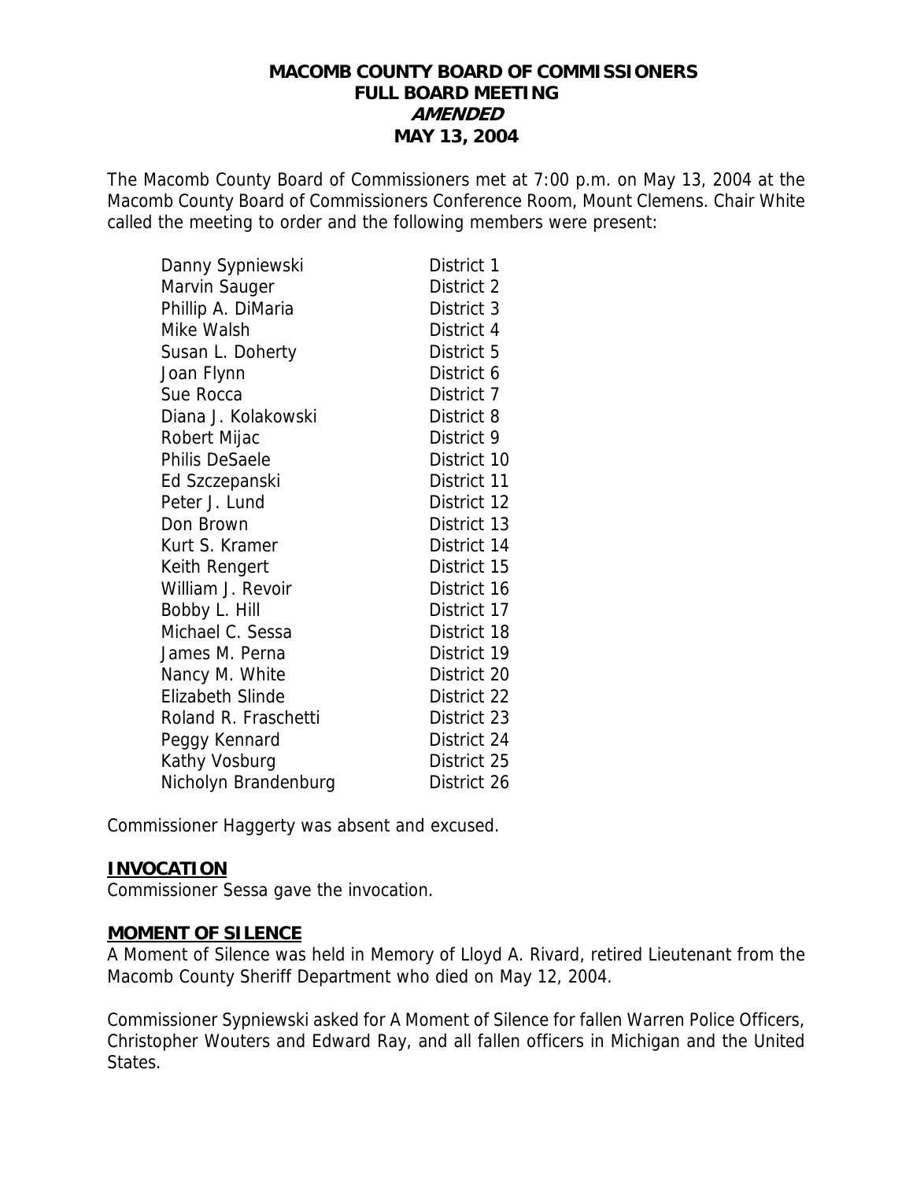# MACOMB COUNTY BOARD OF COMMISSIONERS
## FULL BOARD MEETING
### *AMENDED*
### MAY 13, 2004

The Macomb County Board of Commissioners met at 7:00 p.m. on May 13, 2004 at the Macomb County Board of Commissioners Conference Room, Mount Clemens. Chair White called the meeting to order and the following members were present:

| | |
|---|---|
| Danny Sypniewski | District 1 |
| Marvin Sauger | District 2 |
| Phillip A. DiMaria | District 3 |
| Mike Walsh | District 4 |
| Susan L. Doherty | District 5 |
| Joan Flynn | District 6 |
| Sue Rocca | District 7 |
| Diana J. Kolakowski | District 8 |
| Robert Mijac | District 9 |
| Philis DeSaele | District 10 |
| Ed Szczepanski | District 11 |
| Peter J. Lund | District 12 |
| Don Brown | District 13 |
| Kurt S. Kramer | District 14 |
| Keith Rengert | District 15 |
| William J. Revoir | District 16 |
| Bobby L. Hill | District 17 |
| Michael C. Sessa | District 18 |
| James M. Perna | District 19 |
| Nancy M. White | District 20 |
| Elizabeth Slinde | District 22 |
| Roland R. Fraschetti | District 23 |
| Peggy Kennard | District 24 |
| Kathy Vosburg | District 25 |
| Nicholyn Brandenburg | District 26 |

Commissioner Haggerty was absent and excused.

**INVOCATION**

Commissioner Sessa gave the invocation.

**MOMENT OF SILENCE**

A Moment of Silence was held in Memory of Lloyd A. Rivard, retired Lieutenant from the Macomb County Sheriff Department who died on May 12, 2004.

Commissioner Sypniewski asked for A Moment of Silence for fallen Warren Police Officers, Christopher Wouters and Edward Ray, and all fallen officers in Michigan and the United States.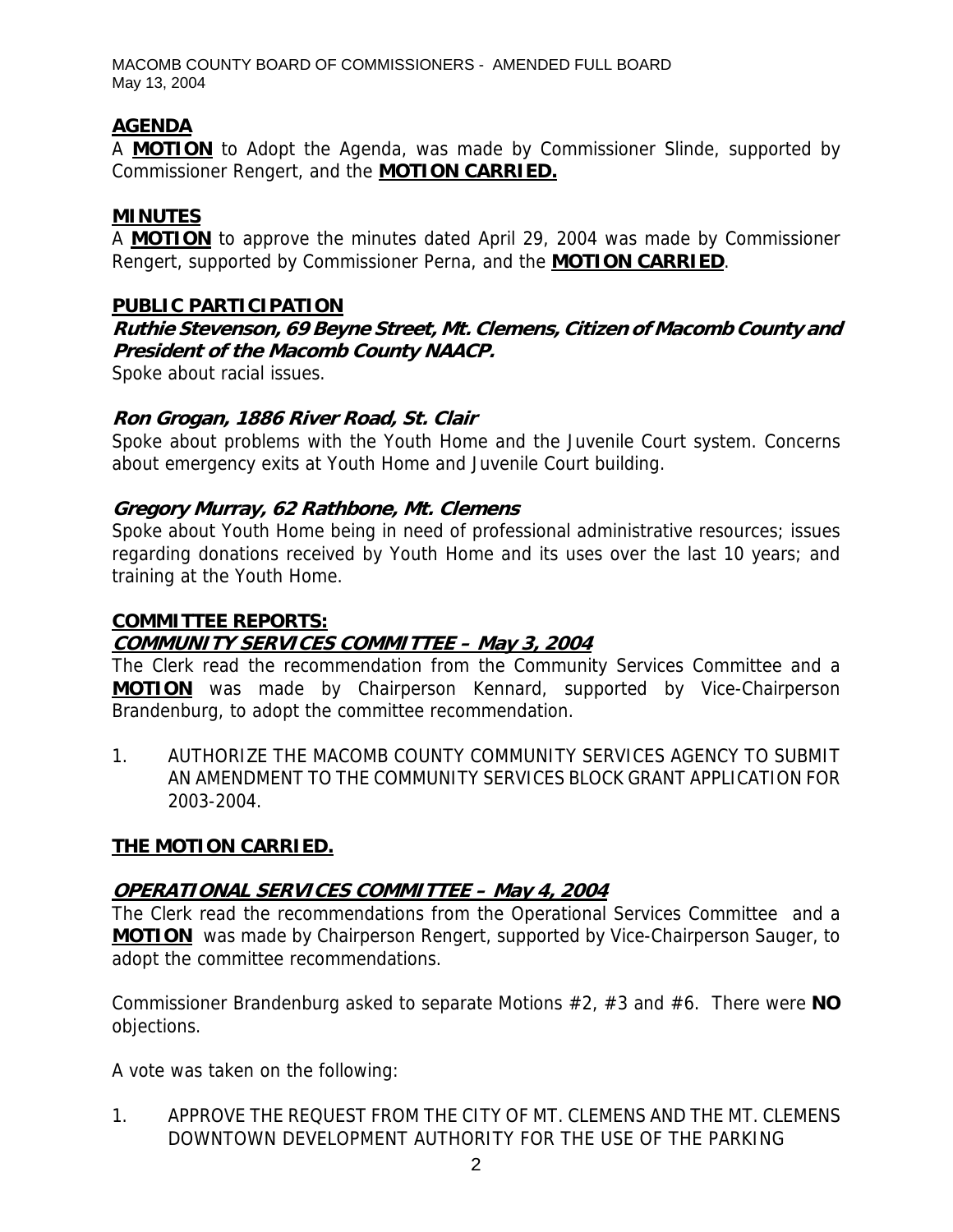## AGENDA

A **MOTION** to Adopt the Agenda, was made by Commissioner Slinde, supported by Commissioner Rengert, and the **MOTION CARRIED.**

## MINUTES

A **MOTION** to approve the minutes dated April 29, 2004 was made by Commissioner Rengert, supported by Commissioner Perna, and the **MOTION CARRIED**.

## PUBLIC PARTICIPATION

### *Ruthie Stevenson, 69 Beyne Street, Mt. Clemens, Citizen of Macomb County and President of the Macomb County NAACP.*

Spoke about racial issues.

### *Ron Grogan, 1886 River Road, St. Clair*

Spoke about problems with the Youth Home and the Juvenile Court system. Concerns about emergency exits at Youth Home and Juvenile Court building.

### *Gregory Murray, 62 Rathbone, Mt. Clemens*

Spoke about Youth Home being in need of professional administrative resources; issues regarding donations received by Youth Home and its uses over the last 10 years; and training at the Youth Home.

## COMMITTEE REPORTS:

### *COMMUNITY SERVICES COMMITTEE – May 3, 2004*

The Clerk read the recommendation from the Community Services Committee and a **MOTION** was made by Chairperson Kennard, supported by Vice-Chairperson Brandenburg, to adopt the committee recommendation.

1. AUTHORIZE THE MACOMB COUNTY COMMUNITY SERVICES AGENCY TO SUBMIT AN AMENDMENT TO THE COMMUNITY SERVICES BLOCK GRANT APPLICATION FOR 2003-2004.

**THE MOTION CARRIED.**

### *OPERATIONAL SERVICES COMMITTEE – May 4, 2004*

The Clerk read the recommendations from the Operational Services Committee and a **MOTION** was made by Chairperson Rengert, supported by Vice-Chairperson Sauger, to adopt the committee recommendations.

Commissioner Brandenburg asked to separate Motions #2, #3 and #6. There were **NO** objections.

A vote was taken on the following:

1. APPROVE THE REQUEST FROM THE CITY OF MT. CLEMENS AND THE MT. CLEMENS DOWNTOWN DEVELOPMENT AUTHORITY FOR THE USE OF THE PARKING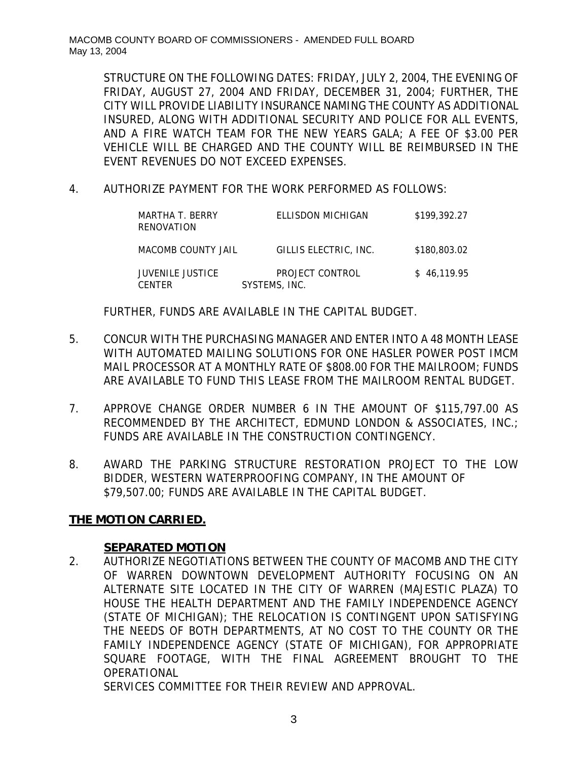STRUCTURE ON THE FOLLOWING DATES: FRIDAY, JULY 2, 2004, THE EVENING OF FRIDAY, AUGUST 27, 2004 AND FRIDAY, DECEMBER 31, 2004; FURTHER, THE CITY WILL PROVIDE LIABILITY INSURANCE NAMING THE COUNTY AS ADDITIONAL INSURED, ALONG WITH ADDITIONAL SECURITY AND POLICE FOR ALL EVENTS, AND A FIRE WATCH TEAM FOR THE NEW YEARS GALA; A FEE OF $3.00 PER VEHICLE WILL BE CHARGED AND THE COUNTY WILL BE REIMBURSED IN THE EVENT REVENUES DO NOT EXCEED EXPENSES.

4. AUTHORIZE PAYMENT FOR THE WORK PERFORMED AS FOLLOWS:

| | | |
|---|---|---|
| MARTHA T. BERRY RENOVATION | ELLISDON MICHIGAN | $199,392.27 |
| MACOMB COUNTY JAIL | GILLIS ELECTRIC, INC. | $180,803.02 |
| JUVENILE JUSTICE CENTER | PROJECT CONTROL SYSTEMS, INC. | $ 46,119.95 |

FURTHER, FUNDS ARE AVAILABLE IN THE CAPITAL BUDGET.

5. CONCUR WITH THE PURCHASING MANAGER AND ENTER INTO A 48 MONTH LEASE WITH AUTOMATED MAILING SOLUTIONS FOR ONE HASLER POWER POST IMCM MAIL PROCESSOR AT A MONTHLY RATE OF $808.00 FOR THE MAILROOM; FUNDS ARE AVAILABLE TO FUND THIS LEASE FROM THE MAILROOM RENTAL BUDGET.

7. APPROVE CHANGE ORDER NUMBER 6 IN THE AMOUNT OF $115,797.00 AS RECOMMENDED BY THE ARCHITECT, EDMUND LONDON & ASSOCIATES, INC.; FUNDS ARE AVAILABLE IN THE CONSTRUCTION CONTINGENCY.

8. AWARD THE PARKING STRUCTURE RESTORATION PROJECT TO THE LOW BIDDER, WESTERN WATERPROOFING COMPANY, IN THE AMOUNT OF $79,507.00; FUNDS ARE AVAILABLE IN THE CAPITAL BUDGET.

**THE MOTION CARRIED.**

**SEPARATED MOTION**

2. AUTHORIZE NEGOTIATIONS BETWEEN THE COUNTY OF MACOMB AND THE CITY OF WARREN DOWNTOWN DEVELOPMENT AUTHORITY FOCUSING ON AN ALTERNATE SITE LOCATED IN THE CITY OF WARREN (MAJESTIC PLAZA) TO HOUSE THE HEALTH DEPARTMENT AND THE FAMILY INDEPENDENCE AGENCY (STATE OF MICHIGAN); THE RELOCATION IS CONTINGENT UPON SATISFYING THE NEEDS OF BOTH DEPARTMENTS, AT NO COST TO THE COUNTY OR THE FAMILY INDEPENDENCE AGENCY (STATE OF MICHIGAN), FOR APPROPRIATE SQUARE FOOTAGE, WITH THE FINAL AGREEMENT BROUGHT TO THE OPERATIONAL SERVICES COMMITTEE FOR THEIR REVIEW AND APPROVAL.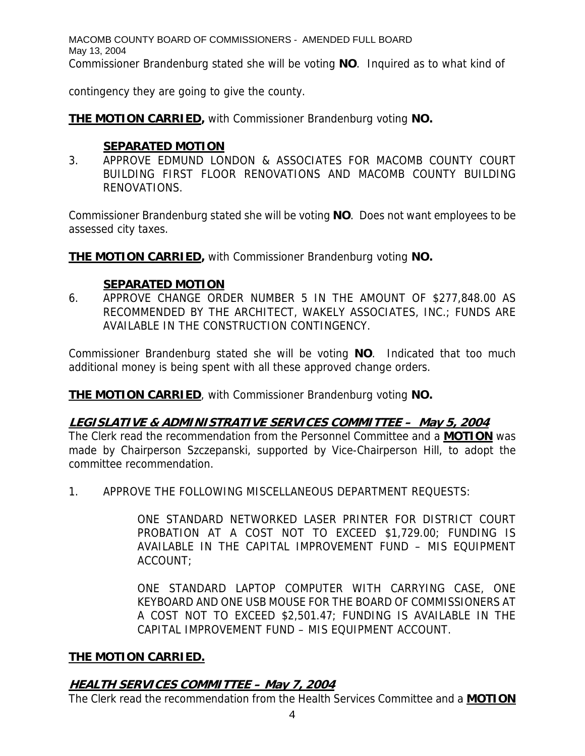Commissioner Brandenburg stated she will be voting **NO**. Inquired as to what kind of contingency they are going to give the county.

**THE MOTION CARRIED,** with Commissioner Brandenburg voting **NO.**

**SEPARATED MOTION**

3. APPROVE EDMUND LONDON & ASSOCIATES FOR MACOMB COUNTY COURT BUILDING FIRST FLOOR RENOVATIONS AND MACOMB COUNTY BUILDING RENOVATIONS.

Commissioner Brandenburg stated she will be voting **NO**. Does not want employees to be assessed city taxes.

**THE MOTION CARRIED,** with Commissioner Brandenburg voting **NO.**

**SEPARATED MOTION**

6. APPROVE CHANGE ORDER NUMBER 5 IN THE AMOUNT OF $277,848.00 AS RECOMMENDED BY THE ARCHITECT, WAKELY ASSOCIATES, INC.; FUNDS ARE AVAILABLE IN THE CONSTRUCTION CONTINGENCY.

Commissioner Brandenburg stated she will be voting **NO**. Indicated that too much additional money is being spent with all these approved change orders.

**THE MOTION CARRIED**, with Commissioner Brandenburg voting **NO.**

## LEGISLATIVE & ADMINISTRATIVE SERVICES COMMITTEE – May 5, 2004

The Clerk read the recommendation from the Personnel Committee and a **MOTION** was made by Chairperson Szczepanski, supported by Vice-Chairperson Hill, to adopt the committee recommendation.

1. APPROVE THE FOLLOWING MISCELLANEOUS DEPARTMENT REQUESTS:

   ONE STANDARD NETWORKED LASER PRINTER FOR DISTRICT COURT PROBATION AT A COST NOT TO EXCEED $1,729.00; FUNDING IS AVAILABLE IN THE CAPITAL IMPROVEMENT FUND – MIS EQUIPMENT ACCOUNT;

   ONE STANDARD LAPTOP COMPUTER WITH CARRYING CASE, ONE KEYBOARD AND ONE USB MOUSE FOR THE BOARD OF COMMISSIONERS AT A COST NOT TO EXCEED $2,501.47; FUNDING IS AVAILABLE IN THE CAPITAL IMPROVEMENT FUND – MIS EQUIPMENT ACCOUNT.

**THE MOTION CARRIED.**

## HEALTH SERVICES COMMITTEE – May 7, 2004

The Clerk read the recommendation from the Health Services Committee and a **MOTION**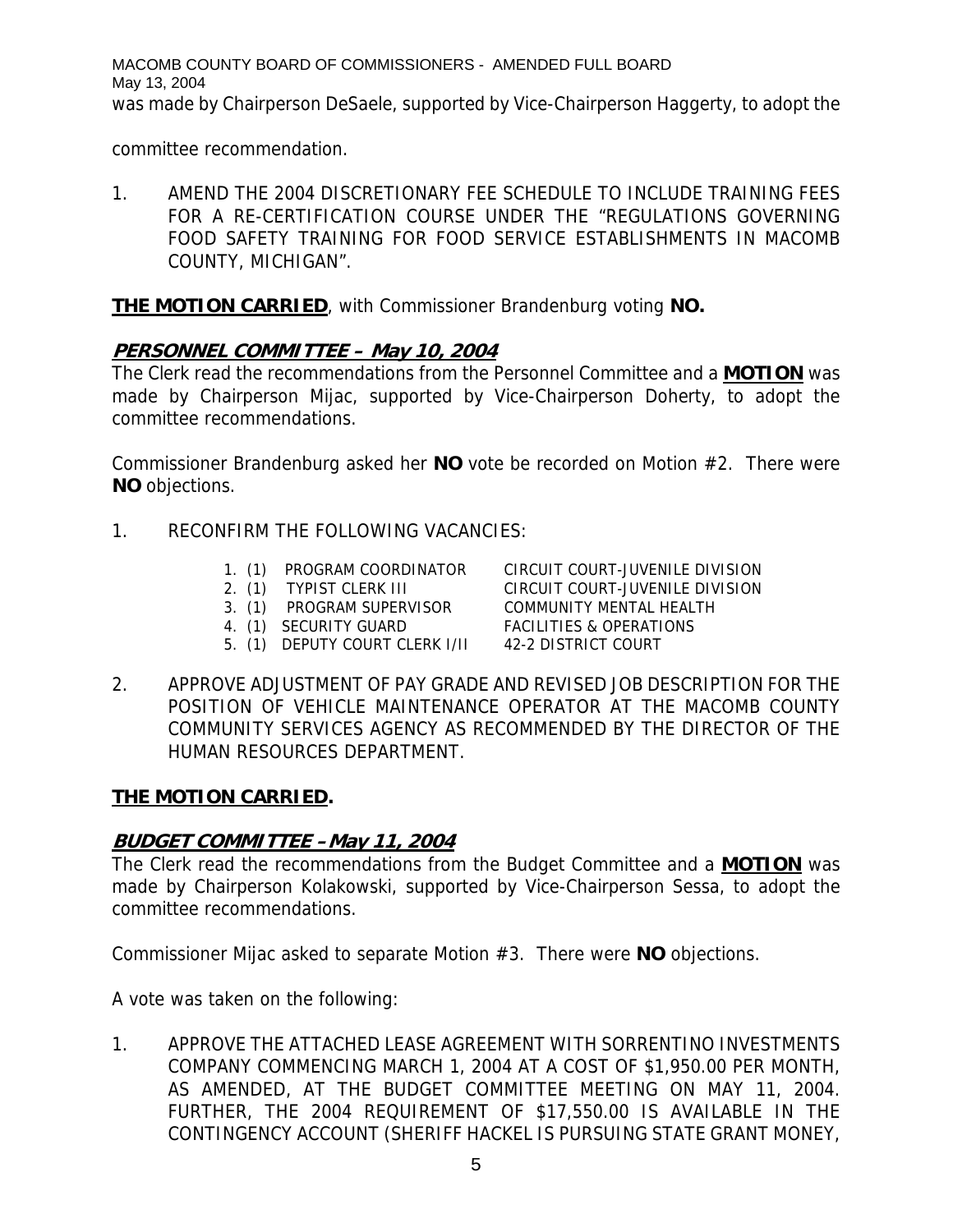was made by Chairperson DeSaele, supported by Vice-Chairperson Haggerty, to adopt the committee recommendation.

1. AMEND THE 2004 DISCRETIONARY FEE SCHEDULE TO INCLUDE TRAINING FEES FOR A RE-CERTIFICATION COURSE UNDER THE "REGULATIONS GOVERNING FOOD SAFETY TRAINING FOR FOOD SERVICE ESTABLISHMENTS IN MACOMB COUNTY, MICHIGAN".

**THE MOTION CARRIED**, with Commissioner Brandenburg voting **NO.**

## PERSONNEL COMMITTEE – May 10, 2004

The Clerk read the recommendations from the Personnel Committee and a **MOTION** was made by Chairperson Mijac, supported by Vice-Chairperson Doherty, to adopt the committee recommendations.

Commissioner Brandenburg asked her **NO** vote be recorded on Motion #2. There were **NO** objections.

1. RECONFIRM THE FOLLOWING VACANCIES:

   1. (1) PROGRAM COORDINATOR — CIRCUIT COURT-JUVENILE DIVISION
   2. (1) TYPIST CLERK III — CIRCUIT COURT-JUVENILE DIVISION
   3. (1) PROGRAM SUPERVISOR — COMMUNITY MENTAL HEALTH
   4. (1) SECURITY GUARD — FACILITIES & OPERATIONS
   5. (1) DEPUTY COURT CLERK I/II — 42-2 DISTRICT COURT

2. APPROVE ADJUSTMENT OF PAY GRADE AND REVISED JOB DESCRIPTION FOR THE POSITION OF VEHICLE MAINTENANCE OPERATOR AT THE MACOMB COUNTY COMMUNITY SERVICES AGENCY AS RECOMMENDED BY THE DIRECTOR OF THE HUMAN RESOURCES DEPARTMENT.

**THE MOTION CARRIED.**

## BUDGET COMMITTEE – May 11, 2004

The Clerk read the recommendations from the Budget Committee and a **MOTION** was made by Chairperson Kolakowski, supported by Vice-Chairperson Sessa, to adopt the committee recommendations.

Commissioner Mijac asked to separate Motion #3. There were **NO** objections.

A vote was taken on the following:

1. APPROVE THE ATTACHED LEASE AGREEMENT WITH SORRENTINO INVESTMENTS COMPANY COMMENCING MARCH 1, 2004 AT A COST OF $1,950.00 PER MONTH, AS AMENDED, AT THE BUDGET COMMITTEE MEETING ON MAY 11, 2004. FURTHER, THE 2004 REQUIREMENT OF $17,550.00 IS AVAILABLE IN THE CONTINGENCY ACCOUNT (SHERIFF HACKEL IS PURSUING STATE GRANT MONEY,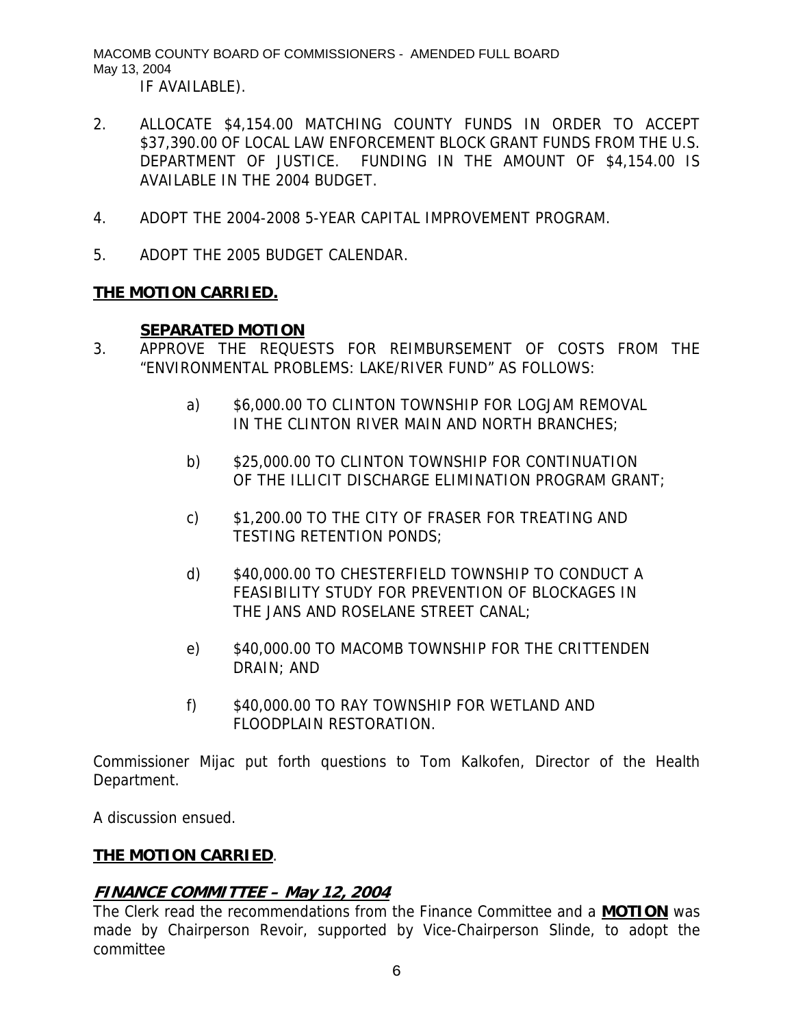IF AVAILABLE).

2. ALLOCATE $4,154.00 MATCHING COUNTY FUNDS IN ORDER TO ACCEPT $37,390.00 OF LOCAL LAW ENFORCEMENT BLOCK GRANT FUNDS FROM THE U.S. DEPARTMENT OF JUSTICE. FUNDING IN THE AMOUNT OF $4,154.00 IS AVAILABLE IN THE 2004 BUDGET.

4. ADOPT THE 2004-2008 5-YEAR CAPITAL IMPROVEMENT PROGRAM.

5. ADOPT THE 2005 BUDGET CALENDAR.

**THE MOTION CARRIED.**

**SEPARATED MOTION**

3. APPROVE THE REQUESTS FOR REIMBURSEMENT OF COSTS FROM THE "ENVIRONMENTAL PROBLEMS: LAKE/RIVER FUND" AS FOLLOWS:

   a) $6,000.00 TO CLINTON TOWNSHIP FOR LOGJAM REMOVAL IN THE CLINTON RIVER MAIN AND NORTH BRANCHES;

   b) $25,000.00 TO CLINTON TOWNSHIP FOR CONTINUATION OF THE ILLICIT DISCHARGE ELIMINATION PROGRAM GRANT;

   c) $1,200.00 TO THE CITY OF FRASER FOR TREATING AND TESTING RETENTION PONDS;

   d) $40,000.00 TO CHESTERFIELD TOWNSHIP TO CONDUCT A FEASIBILITY STUDY FOR PREVENTION OF BLOCKAGES IN THE JANS AND ROSELANE STREET CANAL;

   e) $40,000.00 TO MACOMB TOWNSHIP FOR THE CRITTENDEN DRAIN; AND

   f) $40,000.00 TO RAY TOWNSHIP FOR WETLAND AND FLOODPLAIN RESTORATION.

Commissioner Mijac put forth questions to Tom Kalkofen, Director of the Health Department.

A discussion ensued.

**THE MOTION CARRIED**.

## *FINANCE COMMITTEE – May 12, 2004*

The Clerk read the recommendations from the Finance Committee and a **MOTION** was made by Chairperson Revoir, supported by Vice-Chairperson Slinde, to adopt the committee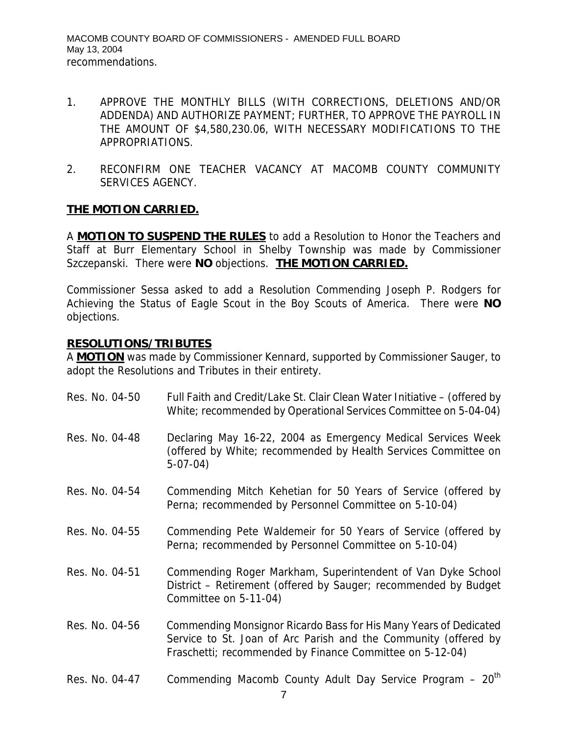recommendations.

1. APPROVE THE MONTHLY BILLS (WITH CORRECTIONS, DELETIONS AND/OR ADDENDA) AND AUTHORIZE PAYMENT; FURTHER, TO APPROVE THE PAYROLL IN THE AMOUNT OF $4,580,230.06, WITH NECESSARY MODIFICATIONS TO THE APPROPRIATIONS.

2. RECONFIRM ONE TEACHER VACANCY AT MACOMB COUNTY COMMUNITY SERVICES AGENCY.

**THE MOTION CARRIED.**

A **MOTION TO SUSPEND THE RULES** to add a Resolution to Honor the Teachers and Staff at Burr Elementary School in Shelby Township was made by Commissioner Szczepanski. There were **NO** objections. **THE MOTION CARRIED.**

Commissioner Sessa asked to add a Resolution Commending Joseph P. Rodgers for Achieving the Status of Eagle Scout in the Boy Scouts of America. There were **NO** objections.

**RESOLUTIONS/TRIBUTES**

A **MOTION** was made by Commissioner Kennard, supported by Commissioner Sauger, to adopt the Resolutions and Tributes in their entirety.

Res. No. 04-50 Full Faith and Credit/Lake St. Clair Clean Water Initiative – (offered by White; recommended by Operational Services Committee on 5-04-04)

Res. No. 04-48 Declaring May 16-22, 2004 as Emergency Medical Services Week (offered by White; recommended by Health Services Committee on 5-07-04)

Res. No. 04-54 Commending Mitch Kehetian for 50 Years of Service (offered by Perna; recommended by Personnel Committee on 5-10-04)

Res. No. 04-55 Commending Pete Waldemeir for 50 Years of Service (offered by Perna; recommended by Personnel Committee on 5-10-04)

Res. No. 04-51 Commending Roger Markham, Superintendent of Van Dyke School District – Retirement (offered by Sauger; recommended by Budget Committee on 5-11-04)

Res. No. 04-56 Commending Monsignor Ricardo Bass for His Many Years of Dedicated Service to St. Joan of Arc Parish and the Community (offered by Fraschetti; recommended by Finance Committee on 5-12-04)

Res. No. 04-47 Commending Macomb County Adult Day Service Program – 20th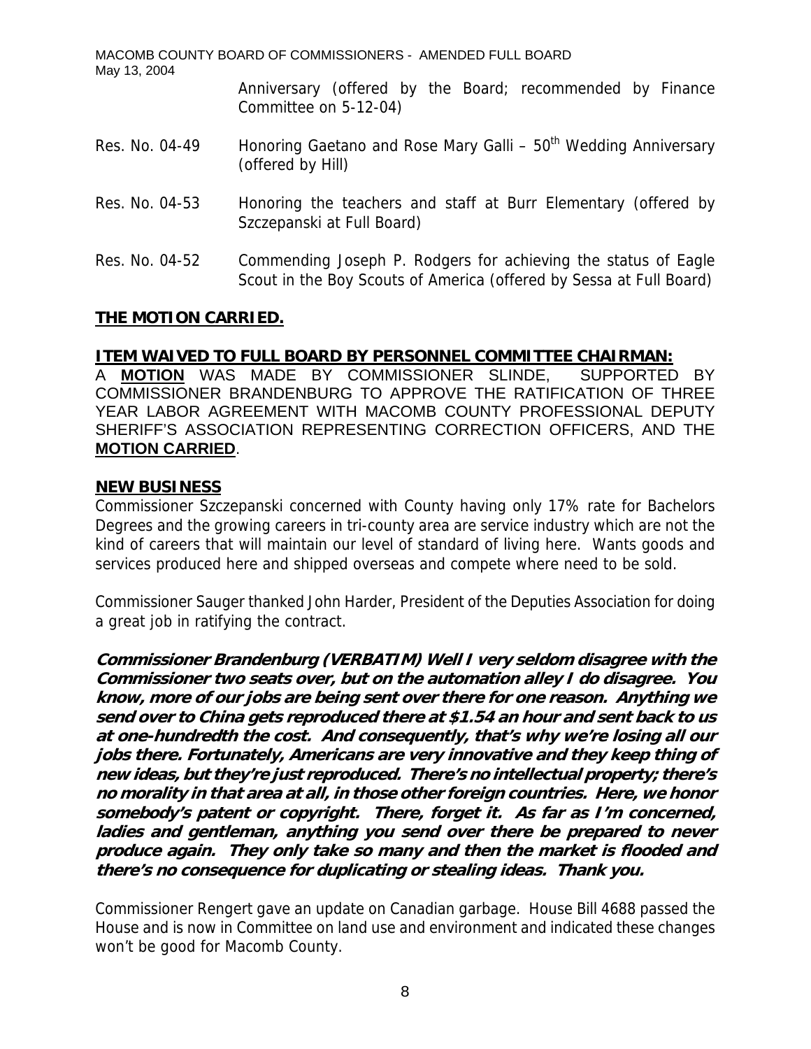Anniversary (offered by the Board; recommended by Finance Committee on 5-12-04)

Res. No. 04-49 Honoring Gaetano and Rose Mary Galli – 50th Wedding Anniversary (offered by Hill)

Res. No. 04-53 Honoring the teachers and staff at Burr Elementary (offered by Szczepanski at Full Board)

Res. No. 04-52 Commending Joseph P. Rodgers for achieving the status of Eagle Scout in the Boy Scouts of America (offered by Sessa at Full Board)

**THE MOTION CARRIED.**

**ITEM WAIVED TO FULL BOARD BY PERSONNEL COMMITTEE CHAIRMAN:**

A **MOTION** WAS MADE BY COMMISSIONER SLINDE, SUPPORTED BY COMMISSIONER BRANDENBURG TO APPROVE THE RATIFICATION OF THREE YEAR LABOR AGREEMENT WITH MACOMB COUNTY PROFESSIONAL DEPUTY SHERIFF'S ASSOCIATION REPRESENTING CORRECTION OFFICERS, AND THE **MOTION CARRIED**.

**NEW BUSINESS**

Commissioner Szczepanski concerned with County having only 17% rate for Bachelors Degrees and the growing careers in tri-county area are service industry which are not the kind of careers that will maintain our level of standard of living here. Wants goods and services produced here and shipped overseas and compete where need to be sold.

Commissioner Sauger thanked John Harder, President of the Deputies Association for doing a great job in ratifying the contract.

***Commissioner Brandenburg (VERBATIM) Well I very seldom disagree with the Commissioner two seats over, but on the automation alley I do disagree. You know, more of our jobs are being sent over there for one reason. Anything we send over to China gets reproduced there at $1.54 an hour and sent back to us at one-hundredth the cost. And consequently, that's why we're losing all our jobs there. Fortunately, Americans are very innovative and they keep thing of new ideas, but they're just reproduced. There's no intellectual property; there's no morality in that area at all, in those other foreign countries. Here, we honor somebody's patent or copyright. There, forget it. As far as I'm concerned, ladies and gentleman, anything you send over there be prepared to never produce again. They only take so many and then the market is flooded and there's no consequence for duplicating or stealing ideas. Thank you.***

Commissioner Rengert gave an update on Canadian garbage. House Bill 4688 passed the House and is now in Committee on land use and environment and indicated these changes won't be good for Macomb County.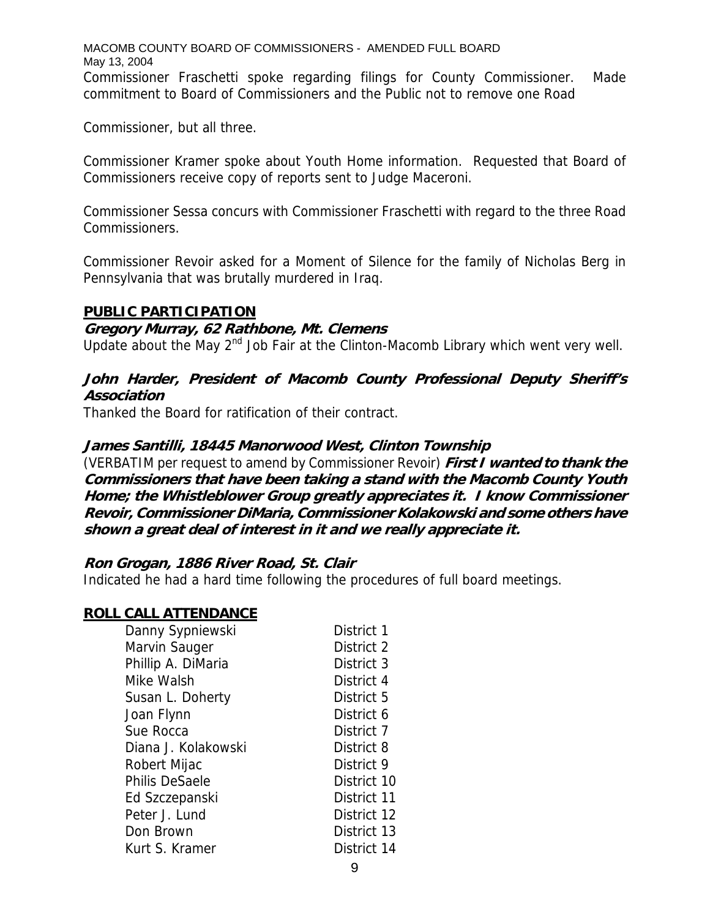Commissioner Fraschetti spoke regarding filings for County Commissioner. Made commitment to Board of Commissioners and the Public not to remove one Road Commissioner, but all three.

Commissioner Kramer spoke about Youth Home information. Requested that Board of Commissioners receive copy of reports sent to Judge Maceroni.

Commissioner Sessa concurs with Commissioner Fraschetti with regard to the three Road Commissioners.

Commissioner Revoir asked for a Moment of Silence for the family of Nicholas Berg in Pennsylvania that was brutally murdered in Iraq.

## PUBLIC PARTICIPATION

***Gregory Murray, 62 Rathbone, Mt. Clemens***

Update about the May 2nd Job Fair at the Clinton-Macomb Library which went very well.

***John Harder, President of Macomb County Professional Deputy Sheriff's Association***

Thanked the Board for ratification of their contract.

***James Santilli, 18445 Manorwood West, Clinton Township***

(VERBATIM per request to amend by Commissioner Revoir) ***First I wanted to thank the Commissioners that have been taking a stand with the Macomb County Youth Home; the Whistleblower Group greatly appreciates it. I know Commissioner Revoir, Commissioner DiMaria, Commissioner Kolakowski and some others have shown a great deal of interest in it and we really appreciate it.***

***Ron Grogan, 1886 River Road, St. Clair***

Indicated he had a hard time following the procedures of full board meetings.

## ROLL CALL ATTENDANCE

| | |
|---|---|
| Danny Sypniewski | District 1 |
| Marvin Sauger | District 2 |
| Phillip A. DiMaria | District 3 |
| Mike Walsh | District 4 |
| Susan L. Doherty | District 5 |
| Joan Flynn | District 6 |
| Sue Rocca | District 7 |
| Diana J. Kolakowski | District 8 |
| Robert Mijac | District 9 |
| Philis DeSaele | District 10 |
| Ed Szczepanski | District 11 |
| Peter J. Lund | District 12 |
| Don Brown | District 13 |
| Kurt S. Kramer | District 14 |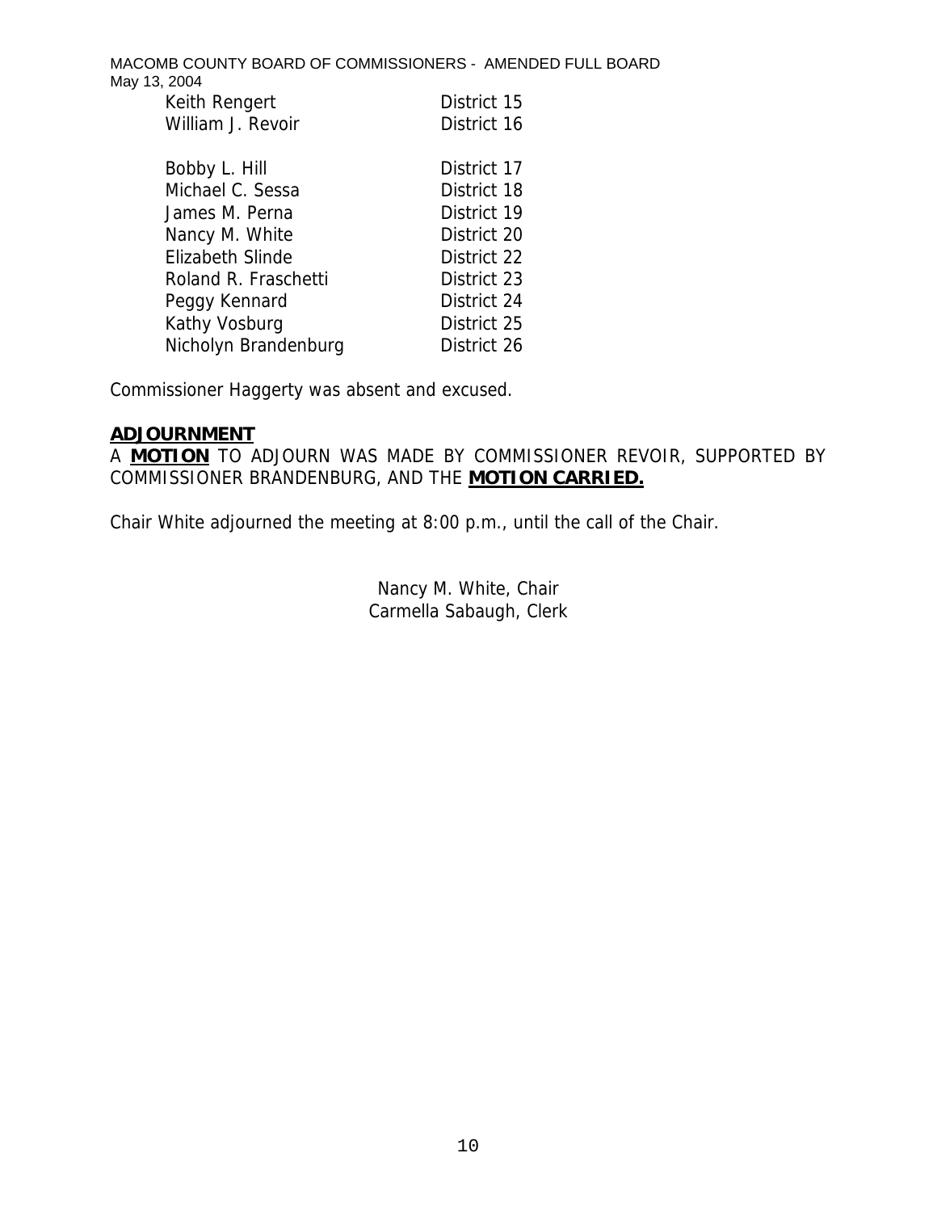| | |
|---|---|
| Keith Rengert | District 15 |
| William J. Revoir | District 16 |
| Bobby L. Hill | District 17 |
| Michael C. Sessa | District 18 |
| James M. Perna | District 19 |
| Nancy M. White | District 20 |
| Elizabeth Slinde | District 22 |
| Roland R. Fraschetti | District 23 |
| Peggy Kennard | District 24 |
| Kathy Vosburg | District 25 |
| Nicholyn Brandenburg | District 26 |

Commissioner Haggerty was absent and excused.

## **ADJOURNMENT**

A **MOTION** TO ADJOURN WAS MADE BY COMMISSIONER REVOIR, SUPPORTED BY COMMISSIONER BRANDENBURG, AND THE **MOTION CARRIED.**

Chair White adjourned the meeting at 8:00 p.m., until the call of the Chair.

Nancy M. White, Chair
Carmella Sabaugh, Clerk